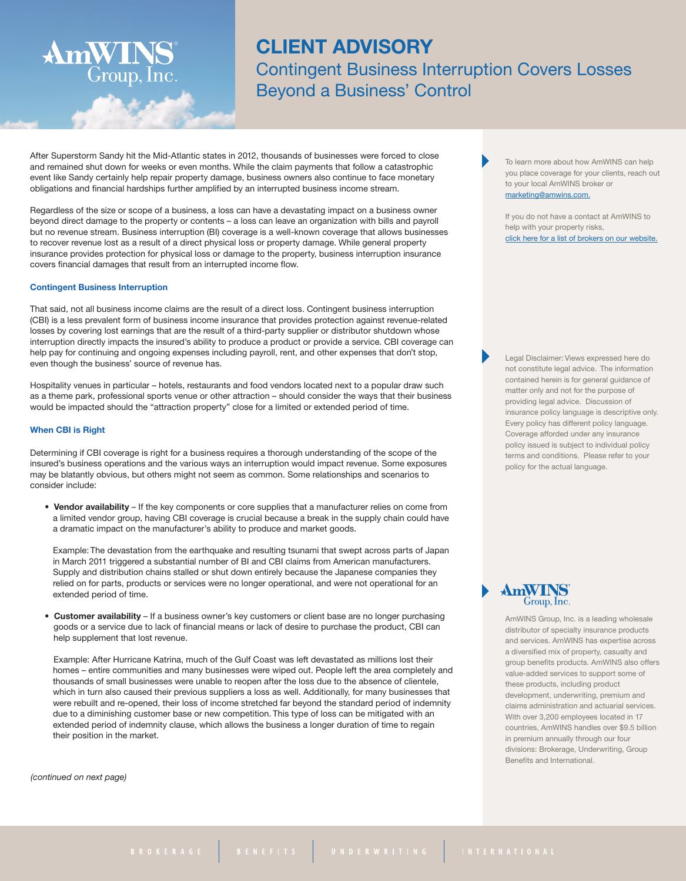# CLIENT ADVISORY

## Contingent Business Interruption Covers Losses Beyond a Business' Control

After Superstorm Sandy hit the Mid-Atlantic states in 2012, thousands of businesses were forced to close and remained shut down for weeks or even months. While the claim payments that follow a catastrophic event like Sandy certainly help repair property damage, business owners also continue to face monetary obligations and financial hardships further amplified by an interrupted business income stream.

Regardless of the size or scope of a business, a loss can have a devastating impact on a business owner beyond direct damage to the property or contents – a loss can leave an organization with bills and payroll but no revenue stream. Business interruption (BI) coverage is a well-known coverage that allows businesses to recover revenue lost as a result of a direct physical loss or property damage. While general property insurance provides protection for physical loss or damage to the property, business interruption insurance covers financial damages that result from an interrupted income flow.

### Contingent Business Interruption

That said, not all business income claims are the result of a direct loss. Contingent business interruption (CBI) is a less prevalent form of business income insurance that provides protection against revenue-related losses by covering lost earnings that are the result of a third-party supplier or distributor shutdown whose interruption directly impacts the insured's ability to produce a product or provide a service. CBI coverage can help pay for continuing and ongoing expenses including payroll, rent, and other expenses that don't stop, even though the business' source of revenue has.

Hospitality venues in particular – hotels, restaurants and food vendors located next to a popular draw such as a theme park, professional sports venue or other attraction – should consider the ways that their business would be impacted should the "attraction property" close for a limited or extended period of time.

### When CBI is Right

Determining if CBI coverage is right for a business requires a thorough understanding of the scope of the insured's business operations and the various ways an interruption would impact revenue. Some exposures may be blatantly obvious, but others might not seem as common. Some relationships and scenarios to consider include:

- **Vendor availability** – If the key components or core supplies that a manufacturer relies on come from a limited vendor group, having CBI coverage is crucial because a break in the supply chain could have a dramatic impact on the manufacturer's ability to produce and market goods.

  Example: The devastation from the earthquake and resulting tsunami that swept across parts of Japan in March 2011 triggered a substantial number of BI and CBI claims from American manufacturers. Supply and distribution chains stalled or shut down entirely because the Japanese companies they relied on for parts, products or services were no longer operational, and were not operational for an extended period of time.

- **Customer availability** – If a business owner's key customers or client base are no longer purchasing goods or a service due to lack of financial means or lack of desire to purchase the product, CBI can help supplement that lost revenue.

  Example: After Hurricane Katrina, much of the Gulf Coast was left devastated as millions lost their homes – entire communities and many businesses were wiped out. People left the area completely and thousands of small businesses were unable to reopen after the loss due to the absence of clientele, which in turn also caused their previous suppliers a loss as well. Additionally, for many businesses that were rebuilt and re-opened, their loss of income stretched far beyond the standard period of indemnity due to a diminishing customer base or new competition. This type of loss can be mitigated with an extended period of indemnity clause, which allows the business a longer duration of time to regain their position in the market.

*(continued on next page)*

To learn more about how AmWINS can help you place coverage for your clients, reach out to your local AmWINS broker or marketing@amwins.com.

If you do not have a contact at AmWINS to help with your property risks, click here for a list of brokers on our website.

Legal Disclaimer: Views expressed here do not constitute legal advice. The information contained herein is for general guidance of matter only and not for the purpose of providing legal advice. Discussion of insurance policy language is descriptive only. Every policy has different policy language. Coverage afforded under any insurance policy issued is subject to individual policy terms and conditions. Please refer to your policy for the actual language.

AmWINS Group, Inc. is a leading wholesale distributor of specialty insurance products and services. AmWINS has expertise across a diversified mix of property, casualty and group benefits products. AmWINS also offers value-added services to support some of these products, including product development, underwriting, premium and claims administration and actuarial services. With over 3,200 employees located in 17 countries, AmWINS handles over $9.5 billion in premium annually through our four divisions: Brokerage, Underwriting, Group Benefits and International.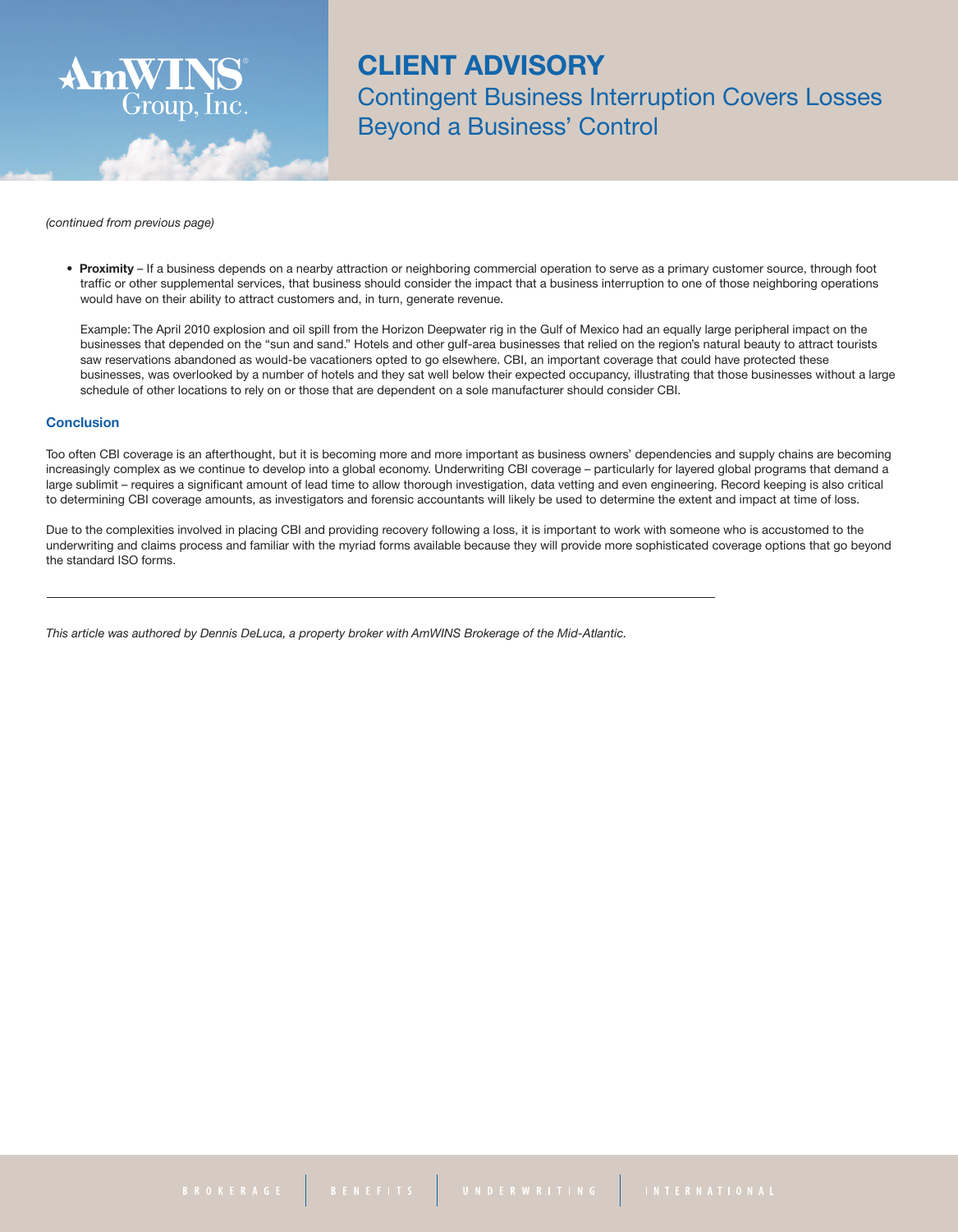*(continued from previous page)*

- **Proximity** – If a business depends on a nearby attraction or neighboring commercial operation to serve as a primary customer source, through foot traffic or other supplemental services, that business should consider the impact that a business interruption to one of those neighboring operations would have on their ability to attract customers and, in turn, generate revenue.

  Example: The April 2010 explosion and oil spill from the Horizon Deepwater rig in the Gulf of Mexico had an equally large peripheral impact on the businesses that depended on the "sun and sand." Hotels and other gulf-area businesses that relied on the region's natural beauty to attract tourists saw reservations abandoned as would-be vacationers opted to go elsewhere. CBI, an important coverage that could have protected these businesses, was overlooked by a number of hotels and they sat well below their expected occupancy, illustrating that those businesses without a large schedule of other locations to rely on or those that are dependent on a sole manufacturer should consider CBI.

### Conclusion

Too often CBI coverage is an afterthought, but it is becoming more and more important as business owners' dependencies and supply chains are becoming increasingly complex as we continue to develop into a global economy. Underwriting CBI coverage – particularly for layered global programs that demand a large sublimit – requires a significant amount of lead time to allow thorough investigation, data vetting and even engineering. Record keeping is also critical to determining CBI coverage amounts, as investigators and forensic accountants will likely be used to determine the extent and impact at time of loss.

Due to the complexities involved in placing CBI and providing recovery following a loss, it is important to work with someone who is accustomed to the underwriting and claims process and familiar with the myriad forms available because they will provide more sophisticated coverage options that go beyond the standard ISO forms.

---

*This article was authored by Dennis DeLuca, a property broker with AmWINS Brokerage of the Mid-Atlantic.*